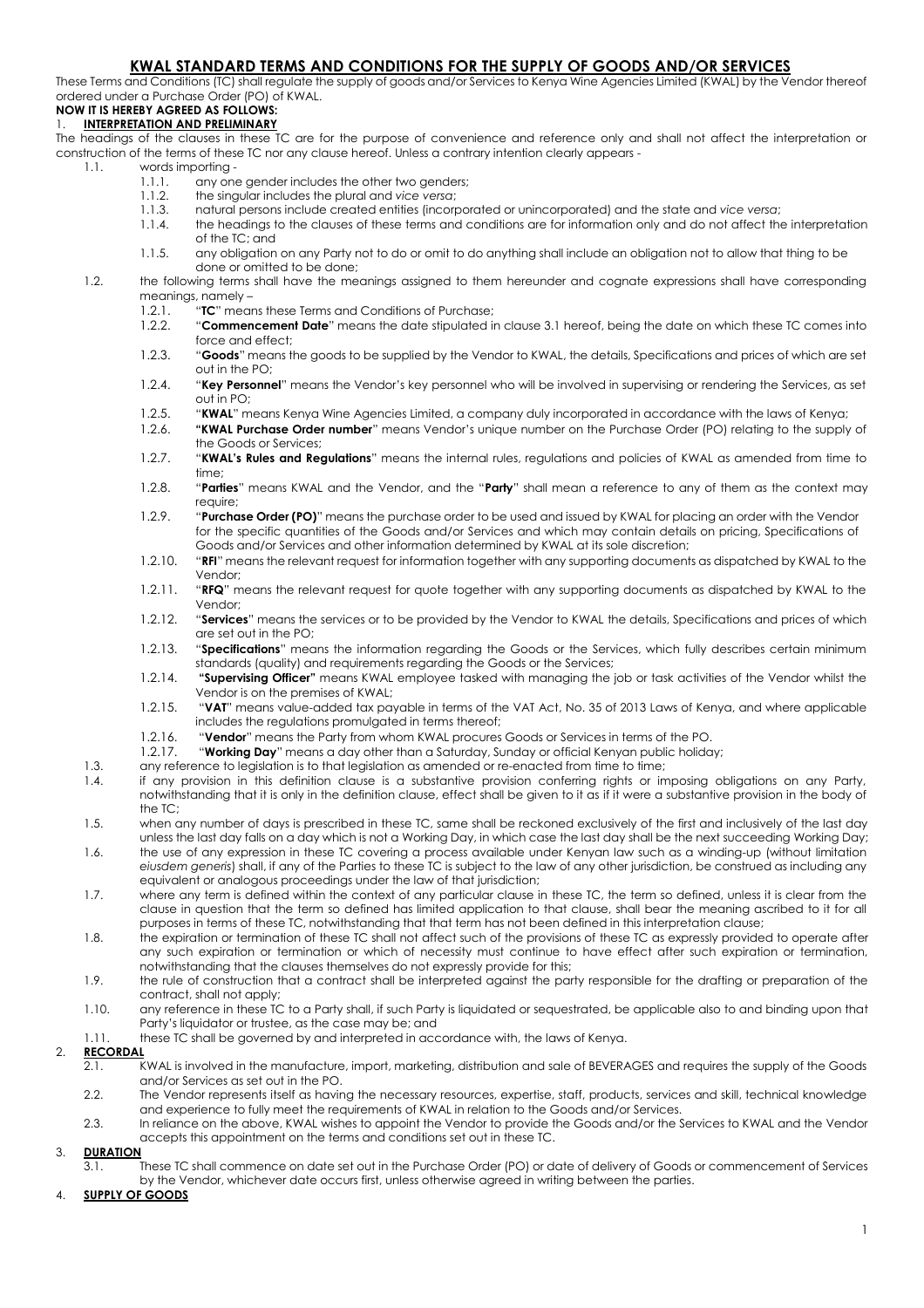# KWAL STANDARD TERMS AND CONDITIONS FOR THE SUPPLY OF GOODS AND/OR SERVICES

These Terms and Conditions (TC) shall regulate the supply of goods and/or Services to Kenya Wine Agencies Limited (KWAL) by the Vendor thereof ordered under a Purchase Order (PO) of KWAL.

**NOW IT IS HEREBY AGREED AS FOLLOWS:**

## 1. INTERPRETATION AND PRELIMINARY

The headings of the clauses in these TC are for the purpose of convenience and reference only and shall not affect the interpretation or construction of the terms of these TC nor any clause hereof. Unless a contrary intention clearly appears -

- 1.1. words importing -
  - 1.1.1. any one gender includes the other two genders;
  - 1.1.2. the singular includes the plural and *vice versa*;
  - 1.1.3. natural persons include created entities (incorporated or unincorporated) and the state and *vice versa*;
  - 1.1.4. the headings to the clauses of these terms and conditions are for information only and do not affect the interpretation of the TC; and
  - 1.1.5. any obligation on any Party not to do or omit to do anything shall include an obligation not to allow that thing to be done or omitted to be done;
- 1.2. the following terms shall have the meanings assigned to them hereunder and cognate expressions shall have corresponding meanings, namely –
  - 1.2.1. "**TC**" means these Terms and Conditions of Purchase;
  - 1.2.2. "**Commencement Date**" means the date stipulated in clause 3.1 hereof, being the date on which these TC comes into force and effect;
  - 1.2.3. "**Goods**" means the goods to be supplied by the Vendor to KWAL, the details, Specifications and prices of which are set out in the PO;
  - 1.2.4. "**Key Personnel**" means the Vendor's key personnel who will be involved in supervising or rendering the Services, as set out in PO;
  - 1.2.5. "**KWAL**" means Kenya Wine Agencies Limited, a company duly incorporated in accordance with the laws of Kenya;
  - 1.2.6. **"KWAL Purchase Order number**" means Vendor's unique number on the Purchase Order (PO) relating to the supply of the Goods or Services;
  - 1.2.7. "**KWAL's Rules and Regulations**" means the internal rules, regulations and policies of KWAL as amended from time to time;
  - 1.2.8. "**Parties**" means KWAL and the Vendor, and the "**Party**" shall mean a reference to any of them as the context may require;
  - 1.2.9. "**Purchase Order (PO)**" means the purchase order to be used and issued by KWAL for placing an order with the Vendor for the specific quantities of the Goods and/or Services and which may contain details on pricing, Specifications of Goods and/or Services and other information determined by KWAL at its sole discretion;
  - 1.2.10. "**RFI**" means the relevant request for information together with any supporting documents as dispatched by KWAL to the Vendor;
  - 1.2.11. "**RFQ**" means the relevant request for quote together with any supporting documents as dispatched by KWAL to the Vendor;
  - 1.2.12. "**Services**" means the services or to be provided by the Vendor to KWAL the details, Specifications and prices of which are set out in the PO;
  - 1.2.13. "**Specifications**" means the information regarding the Goods or the Services, which fully describes certain minimum standards (quality) and requirements regarding the Goods or the Services;
  - 1.2.14. **"Supervising Officer"** means KWAL employee tasked with managing the job or task activities of the Vendor whilst the Vendor is on the premises of KWAL;
  - 1.2.15. "**VAT**" means value-added tax payable in terms of the VAT Act, No. 35 of 2013 Laws of Kenya, and where applicable includes the regulations promulgated in terms thereof;
  - 1.2.16. "**Vendor**" means the Party from whom KWAL procures Goods or Services in terms of the PO.
  - 1.2.17. "**Working Day**" means a day other than a Saturday, Sunday or official Kenyan public holiday;
- 1.3. any reference to legislation is to that legislation as amended or re-enacted from time to time;
- 1.4. if any provision in this definition clause is a substantive provision conferring rights or imposing obligations on any Party, notwithstanding that it is only in the definition clause, effect shall be given to it as if it were a substantive provision in the body of the TC;
- 1.5. when any number of days is prescribed in these TC, same shall be reckoned exclusively of the first and inclusively of the last day unless the last day falls on a day which is not a Working Day, in which case the last day shall be the next succeeding Working Day;
- 1.6. the use of any expression in these TC covering a process available under Kenyan law such as a winding-up (without limitation *eiusdem generis*) shall, if any of the Parties to these TC is subject to the law of any other jurisdiction, be construed as including any equivalent or analogous proceedings under the law of that jurisdiction;
- 1.7. where any term is defined within the context of any particular clause in these TC, the term so defined, unless it is clear from the clause in question that the term so defined has limited application to that clause, shall bear the meaning ascribed to it for all purposes in terms of these TC, notwithstanding that that term has not been defined in this interpretation clause;
- 1.8. the expiration or termination of these TC shall not affect such of the provisions of these TC as expressly provided to operate after any such expiration or termination or which of necessity must continue to have effect after such expiration or termination, notwithstanding that the clauses themselves do not expressly provide for this;
- 1.9. the rule of construction that a contract shall be interpreted against the party responsible for the drafting or preparation of the contract, shall not apply;
- 1.10. any reference in these TC to a Party shall, if such Party is liquidated or sequestrated, be applicable also to and binding upon that Party's liquidator or trustee, as the case may be; and
- 1.11. these TC shall be governed by and interpreted in accordance with, the laws of Kenya.

## 2. RECORDAL

- 2.1. KWAL is involved in the manufacture, import, marketing, distribution and sale of BEVERAGES and requires the supply of the Goods and/or Services as set out in the PO.
- 2.2. The Vendor represents itself as having the necessary resources, expertise, staff, products, services and skill, technical knowledge and experience to fully meet the requirements of KWAL in relation to the Goods and/or Services.
- 2.3. In reliance on the above, KWAL wishes to appoint the Vendor to provide the Goods and/or the Services to KWAL and the Vendor accepts this appointment on the terms and conditions set out in these TC.

## 3. DURATION

- 3.1. These TC shall commence on date set out in the Purchase Order (PO) or date of delivery of Goods or commencement of Services by the Vendor, whichever date occurs first, unless otherwise agreed in writing between the parties.

## 4. SUPPLY OF GOODS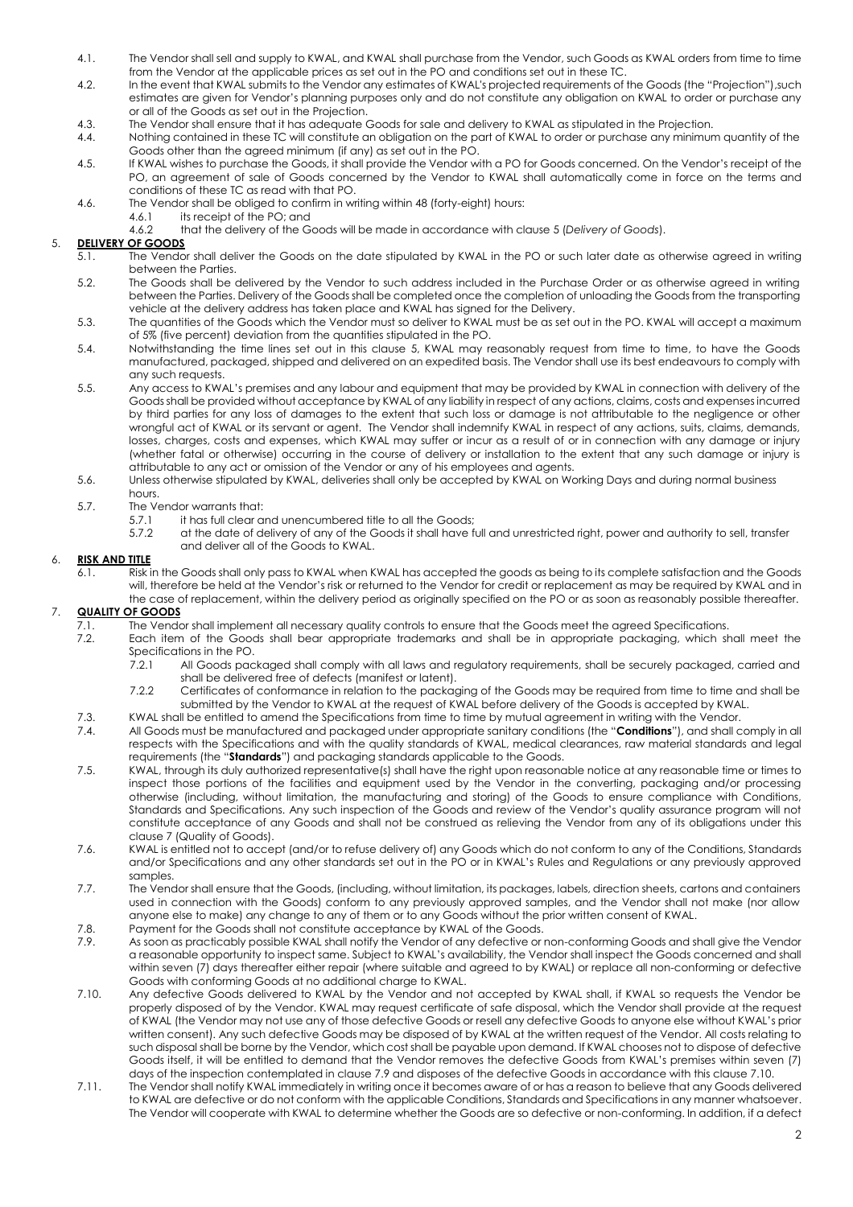4.1. The Vendor shall sell and supply to KWAL, and KWAL shall purchase from the Vendor, such Goods as KWAL orders from time to time from the Vendor at the applicable prices as set out in the PO and conditions set out in these TC.

4.2. In the event that KWAL submits to the Vendor any estimates of KWAL's projected requirements of the Goods (the "Projection"),such estimates are given for Vendor's planning purposes only and do not constitute any obligation on KWAL to order or purchase any or all of the Goods as set out in the Projection.

4.3. The Vendor shall ensure that it has adequate Goods for sale and delivery to KWAL as stipulated in the Projection.

4.4. Nothing contained in these TC will constitute an obligation on the part of KWAL to order or purchase any minimum quantity of the Goods other than the agreed minimum (if any) as set out in the PO.

4.5. If KWAL wishes to purchase the Goods, it shall provide the Vendor with a PO for Goods concerned. On the Vendor's receipt of the PO, an agreement of sale of Goods concerned by the Vendor to KWAL shall automatically come in force on the terms and conditions of these TC as read with that PO.

4.6. The Vendor shall be obliged to confirm in writing within 48 (forty-eight) hours:

4.6.1 its receipt of the PO; and

4.6.2 that the delivery of the Goods will be made in accordance with clause 5 (*Delivery of Goods*).

## 5. **DELIVERY OF GOODS**

5.1. The Vendor shall deliver the Goods on the date stipulated by KWAL in the PO or such later date as otherwise agreed in writing between the Parties.

5.2. The Goods shall be delivered by the Vendor to such address included in the Purchase Order or as otherwise agreed in writing between the Parties. Delivery of the Goods shall be completed once the completion of unloading the Goods from the transporting vehicle at the delivery address has taken place and KWAL has signed for the Delivery.

5.3. The quantities of the Goods which the Vendor must so deliver to KWAL must be as set out in the PO. KWAL will accept a maximum of 5% (five percent) deviation from the quantities stipulated in the PO.

5.4. Notwithstanding the time lines set out in this clause 5, KWAL may reasonably request from time to time, to have the Goods manufactured, packaged, shipped and delivered on an expedited basis. The Vendor shall use its best endeavours to comply with any such requests.

5.5. Any access to KWAL's premises and any labour and equipment that may be provided by KWAL in connection with delivery of the Goods shall be provided without acceptance by KWAL of any liability in respect of any actions, claims, costs and expenses incurred by third parties for any loss of damages to the extent that such loss or damage is not attributable to the negligence or other wrongful act of KWAL or its servant or agent. The Vendor shall indemnify KWAL in respect of any actions, suits, claims, demands, losses, charges, costs and expenses, which KWAL may suffer or incur as a result of or in connection with any damage or injury (whether fatal or otherwise) occurring in the course of delivery or installation to the extent that any such damage or injury is attributable to any act or omission of the Vendor or any of his employees and agents.

5.6. Unless otherwise stipulated by KWAL, deliveries shall only be accepted by KWAL on Working Days and during normal business hours.

5.7. The Vendor warrants that:

5.7.1 it has full clear and unencumbered title to all the Goods;

5.7.2 at the date of delivery of any of the Goods it shall have full and unrestricted right, power and authority to sell, transfer and deliver all of the Goods to KWAL.

## 6. **RISK AND TITLE**

6.1. Risk in the Goods shall only pass to KWAL when KWAL has accepted the goods as being to its complete satisfaction and the Goods will, therefore be held at the Vendor's risk or returned to the Vendor for credit or replacement as may be required by KWAL and in the case of replacement, within the delivery period as originally specified on the PO or as soon as reasonably possible thereafter.

## 7. **QUALITY OF GOODS**

7.1. The Vendor shall implement all necessary quality controls to ensure that the Goods meet the agreed Specifications.

7.2. Each item of the Goods shall bear appropriate trademarks and shall be in appropriate packaging, which shall meet the Specifications in the PO.

7.2.1 All Goods packaged shall comply with all laws and regulatory requirements, shall be securely packaged, carried and shall be delivered free of defects (manifest or latent).

7.2.2 Certificates of conformance in relation to the packaging of the Goods may be required from time to time and shall be submitted by the Vendor to KWAL at the request of KWAL before delivery of the Goods is accepted by KWAL.

7.3. KWAL shall be entitled to amend the Specifications from time to time by mutual agreement in writing with the Vendor.

7.4. All Goods must be manufactured and packaged under appropriate sanitary conditions (the "**Conditions**"), and shall comply in all respects with the Specifications and with the quality standards of KWAL, medical clearances, raw material standards and legal requirements (the "**Standards**") and packaging standards applicable to the Goods.

7.5. KWAL, through its duly authorized representative(s) shall have the right upon reasonable notice at any reasonable time or times to inspect those portions of the facilities and equipment used by the Vendor in the converting, packaging and/or processing otherwise (including, without limitation, the manufacturing and storing) of the Goods to ensure compliance with Conditions, Standards and Specifications. Any such inspection of the Goods and review of the Vendor's quality assurance program will not constitute acceptance of any Goods and shall not be construed as relieving the Vendor from any of its obligations under this clause 7 (Quality of Goods).

7.6. KWAL is entitled not to accept (and/or to refuse delivery of) any Goods which do not conform to any of the Conditions, Standards and/or Specifications and any other standards set out in the PO or in KWAL's Rules and Regulations or any previously approved samples.

7.7. The Vendor shall ensure that the Goods, (including, without limitation, its packages, labels, direction sheets, cartons and containers used in connection with the Goods) conform to any previously approved samples, and the Vendor shall not make (nor allow anyone else to make) any change to any of them or to any Goods without the prior written consent of KWAL.

7.8. Payment for the Goods shall not constitute acceptance by KWAL of the Goods.

7.9. As soon as practicably possible KWAL shall notify the Vendor of any defective or non-conforming Goods and shall give the Vendor a reasonable opportunity to inspect same. Subject to KWAL's availability, the Vendor shall inspect the Goods concerned and shall within seven (7) days thereafter either repair (where suitable and agreed to by KWAL) or replace all non-conforming or defective Goods with conforming Goods at no additional charge to KWAL.

7.10. Any defective Goods delivered to KWAL by the Vendor and not accepted by KWAL shall, if KWAL so requests the Vendor be properly disposed of by the Vendor. KWAL may request certificate of safe disposal, which the Vendor shall provide at the request of KWAL (the Vendor may not use any of those defective Goods or resell any defective Goods to anyone else without KWAL's prior written consent). Any such defective Goods may be disposed of by KWAL at the written request of the Vendor. All costs relating to such disposal shall be borne by the Vendor, which cost shall be payable upon demand. If KWAL chooses not to dispose of defective Goods itself, it will be entitled to demand that the Vendor removes the defective Goods from KWAL's premises within seven (7) days of the inspection contemplated in clause 7.9 and disposes of the defective Goods in accordance with this clause 7.10.

7.11. The Vendor shall notify KWAL immediately in writing once it becomes aware of or has a reason to believe that any Goods delivered to KWAL are defective or do not conform with the applicable Conditions, Standards and Specifications in any manner whatsoever. The Vendor will cooperate with KWAL to determine whether the Goods are so defective or non-conforming. In addition, if a defect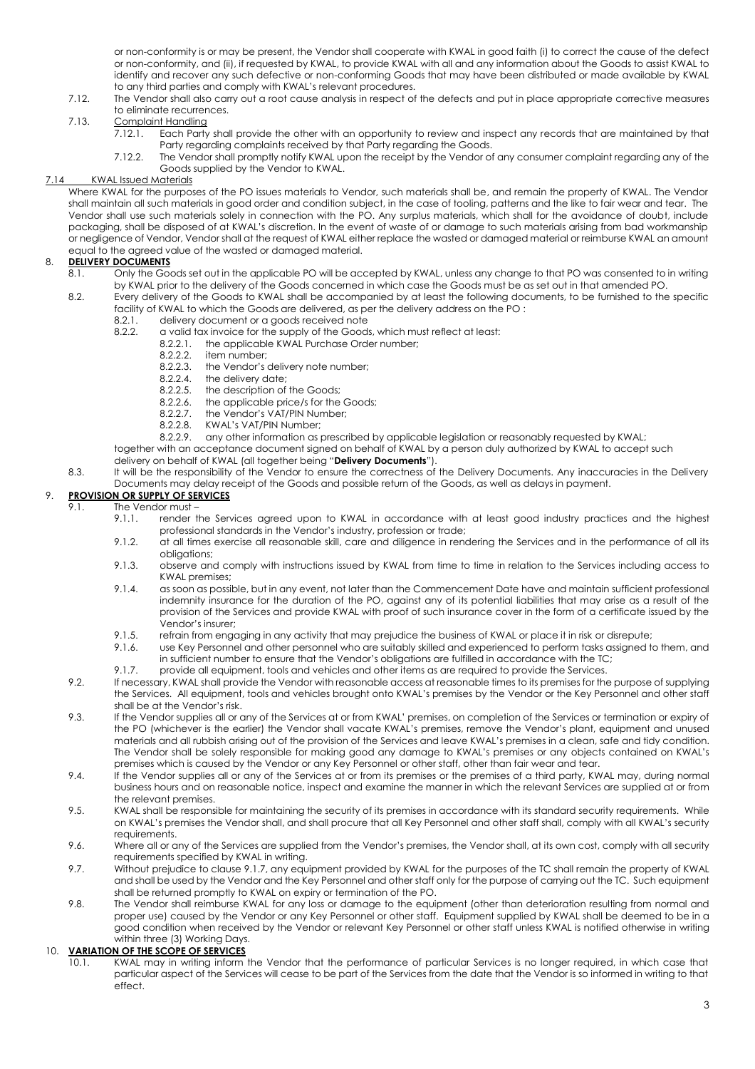or non-conformity is or may be present, the Vendor shall cooperate with KWAL in good faith (i) to correct the cause of the defect or non-conformity, and (ii), if requested by KWAL, to provide KWAL with all and any information about the Goods to assist KWAL to identify and recover any such defective or non-conforming Goods that may have been distributed or made available by KWAL to any third parties and comply with KWAL's relevant procedures.

7.12. The Vendor shall also carry out a root cause analysis in respect of the defects and put in place appropriate corrective measures to eliminate recurrences.

7.13. Complaint Handling

7.12.1. Each Party shall provide the other with an opportunity to review and inspect any records that are maintained by that Party regarding complaints received by that Party regarding the Goods.

7.12.2. The Vendor shall promptly notify KWAL upon the receipt by the Vendor of any consumer complaint regarding any of the Goods supplied by the Vendor to KWAL.

7.14 KWAL Issued Materials

Where KWAL for the purposes of the PO issues materials to Vendor, such materials shall be, and remain the property of KWAL. The Vendor shall maintain all such materials in good order and condition subject, in the case of tooling, patterns and the like to fair wear and tear. The Vendor shall use such materials solely in connection with the PO. Any surplus materials, which shall for the avoidance of doubt, include packaging, shall be disposed of at KWAL's discretion. In the event of waste of or damage to such materials arising from bad workmanship or negligence of Vendor, Vendor shall at the request of KWAL either replace the wasted or damaged material or reimburse KWAL an amount equal to the agreed value of the wasted or damaged material.

## 8. DELIVERY DOCUMENTS

8.1. Only the Goods set out in the applicable PO will be accepted by KWAL, unless any change to that PO was consented to in writing by KWAL prior to the delivery of the Goods concerned in which case the Goods must be as set out in that amended PO.

8.2. Every delivery of the Goods to KWAL shall be accompanied by at least the following documents, to be furnished to the specific facility of KWAL to which the Goods are delivered, as per the delivery address on the PO :

8.2.1. delivery document or a goods received note

8.2.2. a valid tax invoice for the supply of the Goods, which must reflect at least:

8.2.2.1. the applicable KWAL Purchase Order number;

8.2.2.2. item number;

8.2.2.3. the Vendor's delivery note number;

8.2.2.4. the delivery date;

8.2.2.5. the description of the Goods;

8.2.2.6. the applicable price/s for the Goods;

8.2.2.7. the Vendor's VAT/PIN Number;

8.2.2.8. KWAL's VAT/PIN Number;

8.2.2.9. any other information as prescribed by applicable legislation or reasonably requested by KWAL;

together with an acceptance document signed on behalf of KWAL by a person duly authorized by KWAL to accept such delivery on behalf of KWAL (all together being "**Delivery Documents**").

8.3. It will be the responsibility of the Vendor to ensure the correctness of the Delivery Documents. Any inaccuracies in the Delivery Documents may delay receipt of the Goods and possible return of the Goods, as well as delays in payment.

## 9. PROVISION OR SUPPLY OF SERVICES

9.1. The Vendor must –

9.1.1. render the Services agreed upon to KWAL in accordance with at least good industry practices and the highest professional standards in the Vendor's industry, profession or trade;

9.1.2. at all times exercise all reasonable skill, care and diligence in rendering the Services and in the performance of all its obligations;

9.1.3. observe and comply with instructions issued by KWAL from time to time in relation to the Services including access to KWAL premises;

9.1.4. as soon as possible, but in any event, not later than the Commencement Date have and maintain sufficient professional indemnity insurance for the duration of the PO, against any of its potential liabilities that may arise as a result of the provision of the Services and provide KWAL with proof of such insurance cover in the form of a certificate issued by the Vendor's insurer;

9.1.5. refrain from engaging in any activity that may prejudice the business of KWAL or place it in risk or disrepute;

9.1.6. use Key Personnel and other personnel who are suitably skilled and experienced to perform tasks assigned to them, and in sufficient number to ensure that the Vendor's obligations are fulfilled in accordance with the TC;

9.1.7. provide all equipment, tools and vehicles and other items as are required to provide the Services.

9.2. If necessary, KWAL shall provide the Vendor with reasonable access at reasonable times to its premises for the purpose of supplying the Services. All equipment, tools and vehicles brought onto KWAL's premises by the Vendor or the Key Personnel and other staff shall be at the Vendor's risk.

9.3. If the Vendor supplies all or any of the Services at or from KWAL' premises, on completion of the Services or termination or expiry of the PO (whichever is the earlier) the Vendor shall vacate KWAL's premises, remove the Vendor's plant, equipment and unused materials and all rubbish arising out of the provision of the Services and leave KWAL's premises in a clean, safe and tidy condition. The Vendor shall be solely responsible for making good any damage to KWAL's premises or any objects contained on KWAL's premises which is caused by the Vendor or any Key Personnel or other staff, other than fair wear and tear.

9.4. If the Vendor supplies all or any of the Services at or from its premises or the premises of a third party, KWAL may, during normal business hours and on reasonable notice, inspect and examine the manner in which the relevant Services are supplied at or from the relevant premises.

9.5. KWAL shall be responsible for maintaining the security of its premises in accordance with its standard security requirements. While on KWAL's premises the Vendor shall, and shall procure that all Key Personnel and other staff shall, comply with all KWAL's security requirements.

9.6. Where all or any of the Services are supplied from the Vendor's premises, the Vendor shall, at its own cost, comply with all security requirements specified by KWAL in writing.

9.7. Without prejudice to clause 9.1.7, any equipment provided by KWAL for the purposes of the TC shall remain the property of KWAL and shall be used by the Vendor and the Key Personnel and other staff only for the purpose of carrying out the TC. Such equipment shall be returned promptly to KWAL on expiry or termination of the PO.

9.8. The Vendor shall reimburse KWAL for any loss or damage to the equipment (other than deterioration resulting from normal and proper use) caused by the Vendor or any Key Personnel or other staff. Equipment supplied by KWAL shall be deemed to be in a good condition when received by the Vendor or relevant Key Personnel or other staff unless KWAL is notified otherwise in writing within three (3) Working Days.

## 10. VARIATION OF THE SCOPE OF SERVICES

10.1. KWAL may in writing inform the Vendor that the performance of particular Services is no longer required, in which case that particular aspect of the Services will cease to be part of the Services from the date that the Vendor is so informed in writing to that effect.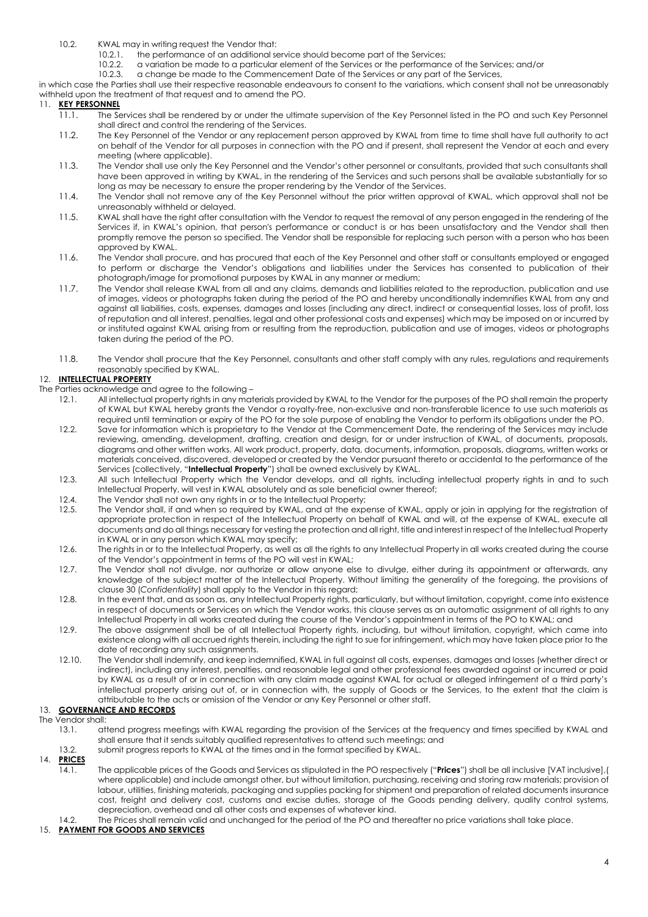10.2. KWAL may in writing request the Vendor that:

10.2.1. the performance of an additional service should become part of the Services;

10.2.2. a variation be made to a particular element of the Services or the performance of the Services; and/or

10.2.3. a change be made to the Commencement Date of the Services or any part of the Services,

in which case the Parties shall use their respective reasonable endeavours to consent to the variations, which consent shall not be unreasonably withheld upon the treatment of that request and to amend the PO.

## 11. KEY PERSONNEL

11.1. The Services shall be rendered by or under the ultimate supervision of the Key Personnel listed in the PO and such Key Personnel shall direct and control the rendering of the Services.

11.2. The Key Personnel of the Vendor or any replacement person approved by KWAL from time to time shall have full authority to act on behalf of the Vendor for all purposes in connection with the PO and if present, shall represent the Vendor at each and every meeting (where applicable).

11.3. The Vendor shall use only the Key Personnel and the Vendor's other personnel or consultants, provided that such consultants shall have been approved in writing by KWAL, in the rendering of the Services and such persons shall be available substantially for so long as may be necessary to ensure the proper rendering by the Vendor of the Services.

11.4. The Vendor shall not remove any of the Key Personnel without the prior written approval of KWAL, which approval shall not be unreasonably withheld or delayed.

11.5. KWAL shall have the right after consultation with the Vendor to request the removal of any person engaged in the rendering of the Services if, in KWAL's opinion, that person's performance or conduct is or has been unsatisfactory and the Vendor shall then promptly remove the person so specified. The Vendor shall be responsible for replacing such person with a person who has been approved by KWAL.

11.6. The Vendor shall procure, and has procured that each of the Key Personnel and other staff or consultants employed or engaged to perform or discharge the Vendor's obligations and liabilities under the Services has consented to publication of their photograph/image for promotional purposes by KWAL in any manner or medium;

11.7. The Vendor shall release KWAL from all and any claims, demands and liabilities related to the reproduction, publication and use of images, videos or photographs taken during the period of the PO and hereby unconditionally indemnifies KWAL from any and against all liabilities, costs, expenses, damages and losses (including any direct, indirect or consequential losses, loss of profit, loss of reputation and all interest, penalties, legal and other professional costs and expenses) which may be imposed on or incurred by or instituted against KWAL arising from or resulting from the reproduction, publication and use of images, videos or photographs taken during the period of the PO.

11.8. The Vendor shall procure that the Key Personnel, consultants and other staff comply with any rules, regulations and requirements reasonably specified by KWAL.

## 12. INTELLECTUAL PROPERTY

The Parties acknowledge and agree to the following –

12.1. All intellectual property rights in any materials provided by KWAL to the Vendor for the purposes of the PO shall remain the property of KWAL but KWAL hereby grants the Vendor a royalty-free, non-exclusive and non-transferable licence to use such materials as required until termination or expiry of the PO for the sole purpose of enabling the Vendor to perform its obligations under the PO.

12.2. Save for information which is proprietary to the Vendor at the Commencement Date, the rendering of the Services may include reviewing, amending, development, drafting, creation and design, for or under instruction of KWAL, of documents, proposals, diagrams and other written works. All work product, property, data, documents, information, proposals, diagrams, written works or materials conceived, discovered, developed or created by the Vendor pursuant thereto or accidental to the performance of the Services (collectively, "**Intellectual Property**") shall be owned exclusively by KWAL.

12.3. All such Intellectual Property which the Vendor develops, and all rights, including intellectual property rights in and to such Intellectual Property, will vest in KWAL absolutely and as sole beneficial owner thereof;

12.4. The Vendor shall not own any rights in or to the Intellectual Property;

12.5. The Vendor shall, if and when so required by KWAL, and at the expense of KWAL, apply or join in applying for the registration of appropriate protection in respect of the Intellectual Property on behalf of KWAL and will, at the expense of KWAL, execute all documents and do all things necessary for vesting the protection and all right, title and interest in respect of the Intellectual Property in KWAL or in any person which KWAL may specify;

12.6. The rights in or to the Intellectual Property, as well as all the rights to any Intellectual Property in all works created during the course of the Vendor's appointment in terms of the PO will vest in KWAL;

12.7. The Vendor shall not divulge, nor authorize or allow anyone else to divulge, either during its appointment or afterwards, any knowledge of the subject matter of the Intellectual Property. Without limiting the generality of the foregoing, the provisions of clause 30 (*Confidentiality*) shall apply to the Vendor in this regard;

12.8. In the event that, and as soon as, any Intellectual Property rights, particularly, but without limitation, copyright, come into existence in respect of documents or Services on which the Vendor works, this clause serves as an automatic assignment of all rights to any Intellectual Property in all works created during the course of the Vendor's appointment in terms of the PO to KWAL; and

12.9. The above assignment shall be of all Intellectual Property rights, including, but without limitation, copyright, which came into existence along with all accrued rights therein, including the right to sue for infringement, which may have taken place prior to the date of recording any such assignments.

12.10. The Vendor shall indemnify, and keep indemnified, KWAL in full against all costs, expenses, damages and losses (whether direct or indirect), including any interest, penalties, and reasonable legal and other professional fees awarded against or incurred or paid by KWAL as a result of or in connection with any claim made against KWAL for actual or alleged infringement of a third party's intellectual property arising out of, or in connection with, the supply of Goods or the Services, to the extent that the claim is attributable to the acts or omission of the Vendor or any Key Personnel or other staff.

## 13. GOVERNANCE AND RECORDS

The Vendor shall:

13.1. attend progress meetings with KWAL regarding the provision of the Services at the frequency and times specified by KWAL and shall ensure that it sends suitably qualified representatives to attend such meetings; and

13.2. submit progress reports to KWAL at the times and in the format specified by KWAL.

## 14. PRICES

14.1. The applicable prices of the Goods and Services as stipulated in the PO respectively ("**Prices**") shall be all inclusive [VAT inclusive],( where applicable) and include amongst other, but without limitation, purchasing, receiving and storing raw materials; provision of labour, utilities, finishing materials, packaging and supplies packing for shipment and preparation of related documents insurance cost, freight and delivery cost, customs and excise duties, storage of the Goods pending delivery, quality control systems, depreciation, overhead and all other costs and expenses of whatever kind.

14.2. The Prices shall remain valid and unchanged for the period of the PO and thereafter no price variations shall take place.

## 15. PAYMENT FOR GOODS AND SERVICES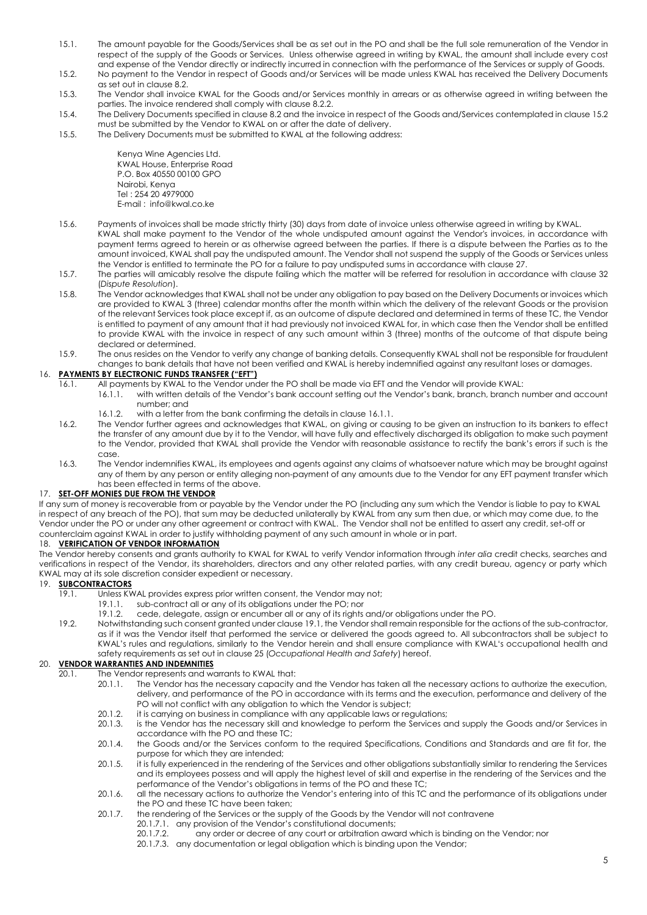15.1. The amount payable for the Goods/Services shall be as set out in the PO and shall be the full sole remuneration of the Vendor in respect of the supply of the Goods or Services. Unless otherwise agreed in writing by KWAL, the amount shall include every cost and expense of the Vendor directly or indirectly incurred in connection with the performance of the Services or supply of Goods.

15.2. No payment to the Vendor in respect of Goods and/or Services will be made unless KWAL has received the Delivery Documents as set out in clause 8.2.

15.3. The Vendor shall invoice KWAL for the Goods and/or Services monthly in arrears or as otherwise agreed in writing between the parties. The invoice rendered shall comply with clause 8.2.2.

15.4. The Delivery Documents specified in clause 8.2 and the invoice in respect of the Goods and/Services contemplated in clause 15.2 must be submitted by the Vendor to KWAL on or after the date of delivery.

15.5. The Delivery Documents must be submitted to KWAL at the following address:

Kenya Wine Agencies Ltd.
KWAL House, Enterprise Road
P.O. Box 40550 00100 GPO
Nairobi, Kenya
Tel : 254 20 4979000
E-mail : info@kwal.co.ke

15.6. Payments of invoices shall be made strictly thirty (30) days from date of invoice unless otherwise agreed in writing by KWAL. KWAL shall make payment to the Vendor of the whole undisputed amount against the Vendor's invoices, in accordance with payment terms agreed to herein or as otherwise agreed between the parties. If there is a dispute between the Parties as to the amount invoiced, KWAL shall pay the undisputed amount. The Vendor shall not suspend the supply of the Goods or Services unless the Vendor is entitled to terminate the PO for a failure to pay undisputed sums in accordance with clause 27.

15.7. The parties will amicably resolve the dispute failing which the matter will be referred for resolution in accordance with clause 32 (*Dispute Resolution*).

15.8. The Vendor acknowledges that KWAL shall not be under any obligation to pay based on the Delivery Documents or invoices which are provided to KWAL 3 (three) calendar months after the month within which the delivery of the relevant Goods or the provision of the relevant Services took place except if, as an outcome of dispute declared and determined in terms of these TC, the Vendor is entitled to payment of any amount that it had previously not invoiced KWAL for, in which case then the Vendor shall be entitled to provide KWAL with the invoice in respect of any such amount within 3 (three) months of the outcome of that dispute being declared or determined.

15.9. The onus resides on the Vendor to verify any change of banking details. Consequently KWAL shall not be responsible for fraudulent changes to bank details that have not been verified and KWAL is hereby indemnified against any resultant loses or damages.

## 16. PAYMENTS BY ELECTRONIC FUNDS TRANSFER ("EFT")

16.1. All payments by KWAL to the Vendor under the PO shall be made via EFT and the Vendor will provide KWAL:

16.1.1. with written details of the Vendor's bank account setting out the Vendor's bank, branch, branch number and account number; and

16.1.2. with a letter from the bank confirming the details in clause 16.1.1.

16.2. The Vendor further agrees and acknowledges that KWAL, on giving or causing to be given an instruction to its bankers to effect the transfer of any amount due by it to the Vendor, will have fully and effectively discharged its obligation to make such payment to the Vendor, provided that KWAL shall provide the Vendor with reasonable assistance to rectify the bank's errors if such is the case.

16.3. The Vendor indemnifies KWAL, its employees and agents against any claims of whatsoever nature which may be brought against any of them by any person or entity alleging non-payment of any amounts due to the Vendor for any EFT payment transfer which has been effected in terms of the above.

## 17. SET-OFF MONIES DUE FROM THE VENDOR

If any sum of money is recoverable from or payable by the Vendor under the PO (including any sum which the Vendor is liable to pay to KWAL in respect of any breach of the PO), that sum may be deducted unilaterally by KWAL from any sum then due, or which may come due, to the Vendor under the PO or under any other agreement or contract with KWAL. The Vendor shall not be entitled to assert any credit, set-off or counterclaim against KWAL in order to justify withholding payment of any such amount in whole or in part.

## 18. VERIFICATION OF VENDOR INFORMATION

The Vendor hereby consents and grants authority to KWAL for KWAL to verify Vendor information through *inter alia* credit checks, searches and verifications in respect of the Vendor, its shareholders, directors and any other related parties, with any credit bureau, agency or party which KWAL may at its sole discretion consider expedient or necessary.

## 19. SUBCONTRACTORS

19.1. Unless KWAL provides express prior written consent, the Vendor may not;

19.1.1. sub-contract all or any of its obligations under the PO; nor

19.1.2. cede, delegate, assign or encumber all or any of its rights and/or obligations under the PO.

19.2. Notwithstanding such consent granted under clause 19.1, the Vendor shall remain responsible for the actions of the sub-contractor, as if it was the Vendor itself that performed the service or delivered the goods agreed to. All subcontractors shall be subject to KWAL's rules and regulations, similarly to the Vendor herein and shall ensure compliance with KWAL's occupational health and safety requirements as set out in clause 25 (*Occupational Health and Safety*) hereof.

## 20. VENDOR WARRANTIES AND INDEMNITIES

20.1. The Vendor represents and warrants to KWAL that:

20.1.1. The Vendor has the necessary capacity and the Vendor has taken all the necessary actions to authorize the execution, delivery, and performance of the PO in accordance with its terms and the execution, performance and delivery of the PO will not conflict with any obligation to which the Vendor is subject;

20.1.2. it is carrying on business in compliance with any applicable laws or regulations;

20.1.3. is the Vendor has the necessary skill and knowledge to perform the Services and supply the Goods and/or Services in accordance with the PO and these TC;

20.1.4. the Goods and/or the Services conform to the required Specifications, Conditions and Standards and are fit for, the purpose for which they are intended;

20.1.5. it is fully experienced in the rendering of the Services and other obligations substantially similar to rendering the Services and its employees possess and will apply the highest level of skill and expertise in the rendering of the Services and the performance of the Vendor's obligations in terms of the PO and these TC;

20.1.6. all the necessary actions to authorize the Vendor's entering into of this TC and the performance of its obligations under the PO and these TC have been taken;

20.1.7. the rendering of the Services or the supply of the Goods by the Vendor will not contravene

20.1.7.1. any provision of the Vendor's constitutional documents;

20.1.7.2. any order or decree of any court or arbitration award which is binding on the Vendor; nor

20.1.7.3. any documentation or legal obligation which is binding upon the Vendor;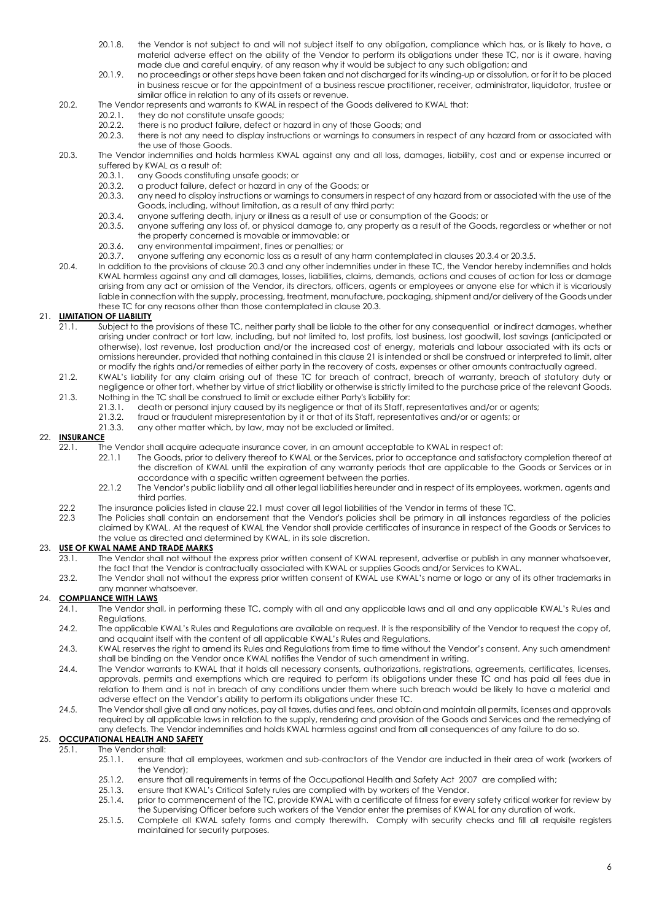20.1.8. the Vendor is not subject to and will not subject itself to any obligation, compliance which has, or is likely to have, a material adverse effect on the ability of the Vendor to perform its obligations under these TC, nor is it aware, having made due and careful enquiry, of any reason why it would be subject to any such obligation; and

20.1.9. no proceedings or other steps have been taken and not discharged for its winding-up or dissolution, or for it to be placed in business rescue or for the appointment of a business rescue practitioner, receiver, administrator, liquidator, trustee or similar office in relation to any of its assets or revenue.

20.2. The Vendor represents and warrants to KWAL in respect of the Goods delivered to KWAL that:

20.2.1. they do not constitute unsafe goods;

20.2.2. there is no product failure, defect or hazard in any of those Goods; and

20.2.3. there is not any need to display instructions or warnings to consumers in respect of any hazard from or associated with the use of those Goods.

20.3. The Vendor indemnifies and holds harmless KWAL against any and all loss, damages, liability, cost and or expense incurred or suffered by KWAL as a result of:

20.3.1. any Goods constituting unsafe goods; or

20.3.2. a product failure, defect or hazard in any of the Goods; or

20.3.3. any need to display instructions or warnings to consumers in respect of any hazard from or associated with the use of the Goods, including, without limitation, as a result of any third party:

20.3.4. anyone suffering death, injury or illness as a result of use or consumption of the Goods; or

20.3.5. anyone suffering any loss of, or physical damage to, any property as a result of the Goods, regardless or whether or not the property concerned is movable or immovable; or

20.3.6. any environmental impairment, fines or penalties; or

20.3.7. anyone suffering any economic loss as a result of any harm contemplated in clauses 20.3.4 or 20.3.5.

20.4. In addition to the provisions of clause 20.3 and any other indemnities under in these TC, the Vendor hereby indemnifies and holds KWAL harmless against any and all damages, losses, liabilities, claims, demands, actions and causes of action for loss or damage arising from any act or omission of the Vendor, its directors, officers, agents or employees or anyone else for which it is vicariously liable in connection with the supply, processing, treatment, manufacture, packaging, shipment and/or delivery of the Goods under these TC for any reasons other than those contemplated in clause 20.3.

## 21. LIMITATION OF LIABILITY

21.1. Subject to the provisions of these TC, neither party shall be liable to the other for any consequential or indirect damages, whether arising under contract or tort law, including, but not limited to, lost profits, lost business, lost goodwill, lost savings (anticipated or otherwise), lost revenue, lost production and/or the increased cost of energy, materials and labour associated with its acts or omissions hereunder, provided that nothing contained in this clause 21 is intended or shall be construed or interpreted to limit, alter or modify the rights and/or remedies of either party in the recovery of costs, expenses or other amounts contractually agreed.

21.2. KWAL's liability for any claim arising out of these TC for breach of contract, breach of warranty, breach of statutory duty or negligence or other tort, whether by virtue of strict liability or otherwise is strictly limited to the purchase price of the relevant Goods.

21.3. Nothing in the TC shall be construed to limit or exclude either Party's liability for:

21.3.1. death or personal injury caused by its negligence or that of its Staff, representatives and/or or agents;

21.3.2. fraud or fraudulent misrepresentation by it or that of its Staff, representatives and/or or agents; or

21.3.3. any other matter which, by law, may not be excluded or limited.

## 22. INSURANCE

22.1. The Vendor shall acquire adequate insurance cover, in an amount acceptable to KWAL in respect of:

22.1.1 The Goods, prior to delivery thereof to KWAL or the Services, prior to acceptance and satisfactory completion thereof at the discretion of KWAL until the expiration of any warranty periods that are applicable to the Goods or Services or in accordance with a specific written agreement between the parties.

22.1.2 The Vendor's public liability and all other legal liabilities hereunder and in respect of its employees, workmen, agents and third parties.

22.2 The insurance policies listed in clause 22.1 must cover all legal liabilities of the Vendor in terms of these TC.

22.3 The Policies shall contain an endorsement that the Vendor's policies shall be primary in all instances regardless of the policies claimed by KWAL. At the request of KWAL the Vendor shall provide certificates of insurance in respect of the Goods or Services to the value as directed and determined by KWAL, in its sole discretion.

## 23. USE OF KWAL NAME AND TRADE MARKS

23.1. The Vendor shall not without the express prior written consent of KWAL represent, advertise or publish in any manner whatsoever, the fact that the Vendor is contractually associated with KWAL or supplies Goods and/or Services to KWAL.

23.2. The Vendor shall not without the express prior written consent of KWAL use KWAL's name or logo or any of its other trademarks in any manner whatsoever.

## 24. COMPLIANCE WITH LAWS

24.1. The Vendor shall, in performing these TC, comply with all and any applicable laws and all and any applicable KWAL's Rules and Regulations.

24.2. The applicable KWAL's Rules and Regulations are available on request. It is the responsibility of the Vendor to request the copy of, and acquaint itself with the content of all applicable KWAL's Rules and Regulations.

24.3. KWAL reserves the right to amend its Rules and Regulations from time to time without the Vendor's consent. Any such amendment shall be binding on the Vendor once KWAL notifies the Vendor of such amendment in writing.

24.4. The Vendor warrants to KWAL that it holds all necessary consents, authorizations, registrations, agreements, certificates, licenses, approvals, permits and exemptions which are required to perform its obligations under these TC and has paid all fees due in relation to them and is not in breach of any conditions under them where such breach would be likely to have a material and adverse effect on the Vendor's ability to perform its obligations under these TC.

24.5. The Vendor shall give all and any notices, pay all taxes, duties and fees, and obtain and maintain all permits, licenses and approvals required by all applicable laws in relation to the supply, rendering and provision of the Goods and Services and the remedying of any defects. The Vendor indemnifies and holds KWAL harmless against and from all consequences of any failure to do so.

## 25. OCCUPATIONAL HEALTH AND SAFETY

25.1. The Vendor shall:

25.1.1. ensure that all employees, workmen and sub-contractors of the Vendor are inducted in their area of work (workers of the Vendor);

25.1.2. ensure that all requirements in terms of the Occupational Health and Safety Act 2007 are complied with;

25.1.3. ensure that KWAL's Critical Safety rules are complied with by workers of the Vendor.

25.1.4. prior to commencement of the TC, provide KWAL with a certificate of fitness for every safety critical worker for review by the Supervising Officer before such workers of the Vendor enter the premises of KWAL for any duration of work.

25.1.5. Complete all KWAL safety forms and comply therewith. Comply with security checks and fill all requisite registers maintained for security purposes.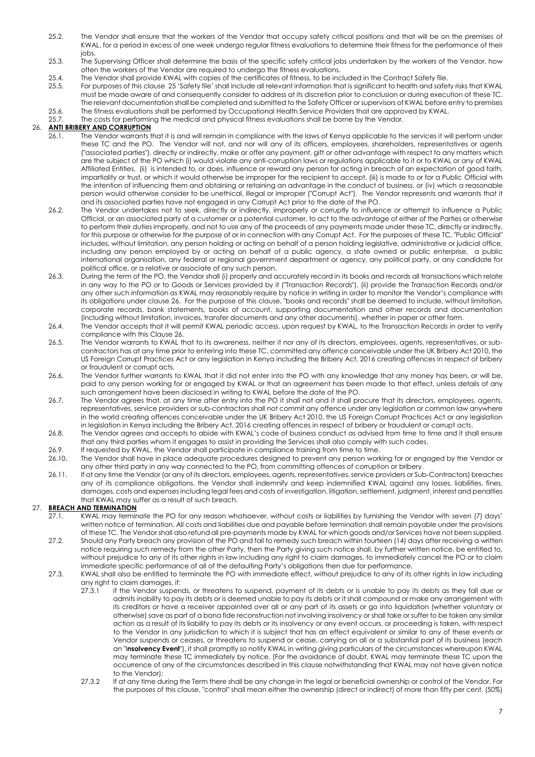25.2. The Vendor shall ensure that the workers of the Vendor that occupy safety critical positions and that will be on the premises of KWAL, for a period in excess of one week undergo regular fitness evaluations to determine their fitness for the performance of their jobs.

25.3. The Supervising Officer shall determine the basis of the specific safety critical jobs undertaken by the workers of the Vendor, how often the workers of the Vendor are required to undergo the fitness evaluations.

25.4. The Vendor shall provide KWAL with copies of the certificates of fitness, to be included in the Contract Safety file.

25.5. For purposes of this clause 25 'Safety file' shall include all relevant information that is significant to health and safety risks that KWAL must be made aware of and consequently consider to address at its discretion prior to conclusion or during execution of these TC. The relevant documentation shall be completed and submitted to the Safety Officer or supervisors of KWAL before entry to premises

25.6. The fitness evaluations shall be performed by Occupational Health Service Providers that are approved by KWAL.

25.7. The costs for performing the medical and physical fitness evaluations shall be borne by the Vendor.

## 26. ANTI BRIBERY AND CORRUPTION

26.1. The Vendor warrants that it is and will remain in compliance with the laws of Kenya applicable to the services it will perform under these TC and the PO. The Vendor will not, and nor will any of its officers, employees, shareholders, representatives or agents ("associated parties"), directly or indirectly, make or offer any payment, gift or other advantage with respect to any matters which are the subject of the PO which (i) would violate any anti-corruption laws or regulations applicable to it or to KWAL or any of KWAL Affiliated Entities, (ii) is intended to, or does, influence or reward any person for acting in breach of an expectation of good faith, impartiality or trust, or which it would otherwise be improper for the recipient to accept, (iii) is made to or for a Public Official with the intention of influencing them and obtaining or retaining an advantage in the conduct of business, or (iv) which a reasonable person would otherwise consider to be unethical, illegal or improper ("Corrupt Act"). The Vendor represents and warrants that it and its associated parties have not engaged in any Corrupt Act prior to the date of the PO.

26.2. The Vendor undertakes not to seek, directly or indirectly, improperly or corruptly to influence or attempt to influence a Public Official, or an associated party of a customer or a potential customer, to act to the advantage of either of the Parties or otherwise to perform their duties improperly, and not to use any of the proceeds of any payments made under these TC, directly or indirectly, for this purpose or otherwise for the purpose of or in connection with any Corrupt Act. For the purposes of these TC, "Public Official" includes, without limitation, any person holding or acting on behalf of a person holding legislative, administrative or judicial office, including any person employed by or acting on behalf of a public agency, a state owned or public enterprise, a public international organisation, any federal or regional government department or agency, any political party, or any candidate for political office, or a relative or associate of any such person.

26.3. During the term of the PO, the Vendor shall (i) properly and accurately record in its books and records all transactions which relate in any way to the PO or to Goods or Services provided by it ("Transaction Records"), (ii) provide the Transaction Records and/or any other such information as KWAL may reasonably require by notice in writing in order to monitor the Vendor's compliance with its obligations under clause 26. For the purpose of this clause, "books and records" shall be deemed to include, without limitation, corporate records, bank statements, books of account, supporting documentation and other records and documentation (including without limitation, invoices, transfer documents and any other documents), whether in paper or other form.

26.4. The Vendor accepts that it will permit KWAL periodic access, upon request by KWAL, to the Transaction Records in order to verify compliance with this Clause 26.

26.5. The Vendor warrants to KWAL that to its awareness, neither it nor any of its directors, employees, agents, representatives, or sub-contractors has at any time prior to entering into these TC, committed any offence conceivable under the UK Bribery Act 2010, the US Foreign Corrupt Practices Act or any legislation in Kenya including the Bribery Act, 2016 creating offences in respect of bribery or fraudulent or corrupt acts.

26.6. The Vendor further warrants to KWAL that it did not enter into the PO with any knowledge that any money has been, or will be, paid to any person working for or engaged by KWAL or that an agreement has been made to that effect, unless details of any such arrangement have been disclosed in writing to KWAL before the date of the PO.

26.7. The Vendor agrees that, at any time after entry into the PO it shall not and it shall procure that its directors, employees, agents, representatives, service providers or sub-contractors shall not commit any offence under any legislation or common law anywhere in the world creating offences conceivable under the UK Bribery Act 2010, the US Foreign Corrupt Practices Act or any legislation in legislation in Kenya including the Bribery Act, 2016 creating offences in respect of bribery or fraudulent or corrupt acts.

26.8. The Vendor agrees and accepts to abide with KWAL's code of business conduct as advised from time to time and it shall ensure that any third parties whom it engages to assist in providing the Services shall also comply with such codes.

26.9. If requested by KWAL, the Vendor shall participate in compliance training from time to time.

26.10. The Vendor shall have in place adequate procedures designed to prevent any person working for or engaged by the Vendor or any other third party in any way connected to the PO, from committing offences of corruption or bribery.

26.11. If at any time the Vendor (or any of its directors, employees, agents, representatives, service providers or Sub-Contractors) breaches any of its compliance obligations, the Vendor shall indemnify and keep indemnified KWAL against any losses, liabilities, fines, damages, costs and expenses including legal fees and costs of investigation, litigation, settlement, judgment, interest and penalties that KWAL may suffer as a result of such breach.

## 27. BREACH AND TERMINATION

27.1. KWAL may terminate the PO for any reason whatsoever, without costs or liabilities by furnishing the Vendor with seven (7) days' written notice of termination. All costs and liabilities due and payable before termination shall remain payable under the provisions of these TC. The Vendor shall also refund all pre-payments made by KWAL for which goods and/or Services have not been supplied.

27.2. Should any Party breach any provision of the PO and fail to remedy such breach within fourteen (14) days after receiving a written notice requiring such remedy from the other Party, then the Party giving such notice shall, by further written notice, be entitled to, without prejudice to any of its other rights in law including any right to claim damages, to immediately cancel the PO or to claim immediate specific performance of all of the defaulting Party's obligations then due for performance.

27.3. KWAL shall also be entitled to terminate the PO with immediate effect, without prejudice to any of its other rights in law including any right to claim damages, if:

27.3.1 if the Vendor suspends, or threatens to suspend, payment of its debts or is unable to pay its debts as they fall due or admits inability to pay its debts or is deemed unable to pay its debts or it shall compound or make any arrangement with its creditors or have a receiver appointed over all or any part of its assets or go into liquidation (whether voluntary or otherwise) save as part of a bona fide reconstruction not involving insolvency or shall take or suffer to be taken any similar action as a result of its liability to pay its debts or its insolvency or any event occurs, or proceeding is taken, with respect to the Vendor in any jurisdiction to which it is subject that has an effect equivalent or similar to any of these events or Vendor suspends or ceases, or threatens to suspend or cease, carrying on all or a substantial part of its business (each an "**Insolvency Event**"), it shall promptly so notify KWAL in writing giving particulars of the circumstances whereupon KWAL may terminate these TC immediately by notice. (For the avoidance of doubt, KWAL may terminate these TC upon the occurrence of any of the circumstances described in this clause notwithstanding that KWAL may not have given notice to the Vendor);

27.3.2 If at any time during the Term there shall be any change in the legal or beneficial ownership or control of the Vendor. For the purposes of this clause, "control" shall mean either the ownership (direct or indirect) of more than fifty per cent. (50%)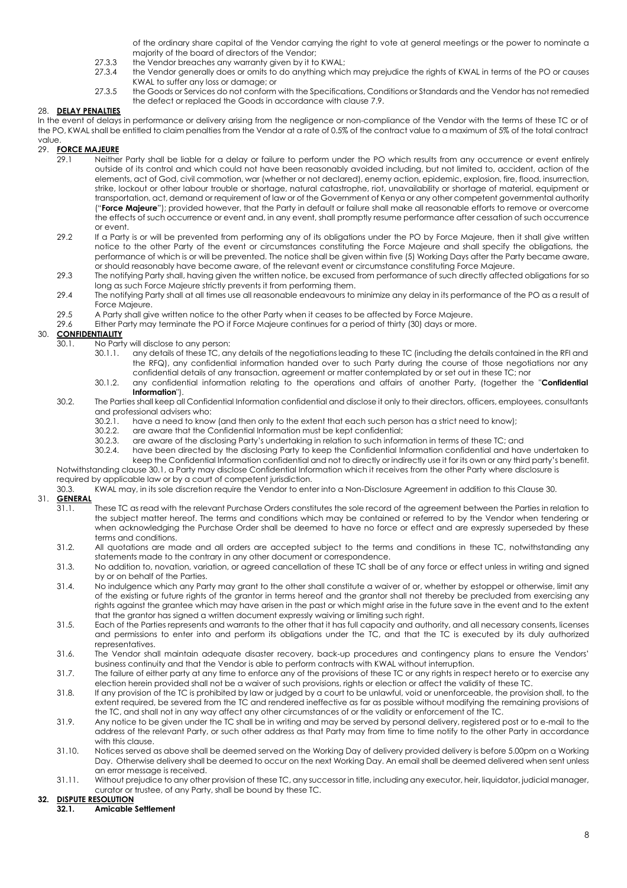of the ordinary share capital of the Vendor carrying the right to vote at general meetings or the power to nominate a majority of the board of directors of the Vendor;

27.3.3 the Vendor breaches any warranty given by it to KWAL;

27.3.4 the Vendor generally does or omits to do anything which may prejudice the rights of KWAL in terms of the PO or causes KWAL to suffer any loss or damage; or

27.3.5 the Goods or Services do not conform with the Specifications, Conditions or Standards and the Vendor has not remedied the defect or replaced the Goods in accordance with clause 7.9.

## 28. DELAY PENALTIES

In the event of delays in performance or delivery arising from the negligence or non-compliance of the Vendor with the terms of these TC or of the PO, KWAL shall be entitled to claim penalties from the Vendor at a rate of 0.5% of the contract value to a maximum of 5% of the total contract value.

## 29. FORCE MAJEURE

29.1 Neither Party shall be liable for a delay or failure to perform under the PO which results from any occurrence or event entirely outside of its control and which could not have been reasonably avoided including, but not limited to, accident, action of the elements, act of God, civil commotion, war (whether or not declared), enemy action, epidemic, explosion, fire, flood, insurrection, strike, lockout or other labour trouble or shortage, natural catastrophe, riot, unavailability or shortage of material, equipment or transportation, act, demand or requirement of law or of the Government of Kenya or any other competent governmental authority ("**Force Majeure**"); provided however, that the Party in default or failure shall make all reasonable efforts to remove or overcome the effects of such occurrence or event and, in any event, shall promptly resume performance after cessation of such occurrence or event.

29.2 If a Party is or will be prevented from performing any of its obligations under the PO by Force Majeure, then it shall give written notice to the other Party of the event or circumstances constituting the Force Majeure and shall specify the obligations, the performance of which is or will be prevented. The notice shall be given within five (5) Working Days after the Party became aware, or should reasonably have become aware, of the relevant event or circumstance constituting Force Majeure.

29.3 The notifying Party shall, having given the written notice, be excused from performance of such directly affected obligations for so long as such Force Majeure strictly prevents it from performing them.

29.4 The notifying Party shall at all times use all reasonable endeavours to minimize any delay in its performance of the PO as a result of Force Majeure.

29.5 A Party shall give written notice to the other Party when it ceases to be affected by Force Majeure.

29.6 Either Party may terminate the PO if Force Majeure continues for a period of thirty (30) days or more.

## 30. CONFIDENTIALITY

30.1. No Party will disclose to any person:

30.1.1. any details of these TC, any details of the negotiations leading to these TC (including the details contained in the RFI and the RFQ), any confidential information handed over to such Party during the course of those negotiations nor any confidential details of any transaction, agreement or matter contemplated by or set out in these TC; nor

30.1.2. any confidential information relating to the operations and affairs of another Party, (together the "**Confidential Information**").

30.2. The Parties shall keep all Confidential Information confidential and disclose it only to their directors, officers, employees, consultants and professional advisers who:

30.2.1. have a need to know (and then only to the extent that each such person has a strict need to know);

30.2.2. are aware that the Confidential Information must be kept confidential;

30.2.3. are aware of the disclosing Party's undertaking in relation to such information in terms of these TC; and

30.2.4. have been directed by the disclosing Party to keep the Confidential Information confidential and have undertaken to keep the Confidential Information confidential and not to directly or indirectly use it for its own or any third party's benefit.

Notwithstanding clause 30.1, a Party may disclose Confidential Information which it receives from the other Party where disclosure is required by applicable law or by a court of competent jurisdiction.

30.3. KWAL may, in its sole discretion require the Vendor to enter into a Non-Disclosure Agreement in addition to this Clause 30.

## 31. GENERAL

31.1. These TC as read with the relevant Purchase Orders constitutes the sole record of the agreement between the Parties in relation to the subject matter hereof. The terms and conditions which may be contained or referred to by the Vendor when tendering or when acknowledging the Purchase Order shall be deemed to have no force or effect and are expressly superseded by these terms and conditions.

31.2. All quotations are made and all orders are accepted subject to the terms and conditions in these TC, notwithstanding any statements made to the contrary in any other document or correspondence.

31.3. No addition to, novation, variation, or agreed cancellation of these TC shall be of any force or effect unless in writing and signed by or on behalf of the Parties.

31.4. No indulgence which any Party may grant to the other shall constitute a waiver of or, whether by estoppel or otherwise, limit any of the existing or future rights of the grantor in terms hereof and the grantor shall not thereby be precluded from exercising any rights against the grantee which may have arisen in the past or which might arise in the future save in the event and to the extent that the grantor has signed a written document expressly waiving or limiting such right.

31.5. Each of the Parties represents and warrants to the other that it has full capacity and authority, and all necessary consents, licenses and permissions to enter into and perform its obligations under the TC, and that the TC is executed by its duly authorized representatives.

31.6. The Vendor shall maintain adequate disaster recovery, back-up procedures and contingency plans to ensure the Vendors' business continuity and that the Vendor is able to perform contracts with KWAL without interruption.

31.7. The failure of either party at any time to enforce any of the provisions of these TC or any rights in respect hereto or to exercise any election herein provided shall not be a waiver of such provisions, rights or election or affect the validity of these TC.

31.8. If any provision of the TC is prohibited by law or judged by a court to be unlawful, void or unenforceable, the provision shall, to the extent required, be severed from the TC and rendered ineffective as far as possible without modifying the remaining provisions of the TC, and shall not in any way affect any other circumstances of or the validity or enforcement of the TC.

31.9. Any notice to be given under the TC shall be in writing and may be served by personal delivery, registered post or to e-mail to the address of the relevant Party, or such other address as that Party may from time to time notify to the other Party in accordance with this clause.

31.10. Notices served as above shall be deemed served on the Working Day of delivery provided delivery is before 5.00pm on a Working Day. Otherwise delivery shall be deemed to occur on the next Working Day. An email shall be deemed delivered when sent unless an error message is received.

31.11. Without prejudice to any other provision of these TC, any successor in title, including any executor, heir, liquidator, judicial manager, curator or trustee, of any Party, shall be bound by these TC.

## 32. DISPUTE RESOLUTION

### 32.1. Amicable Settlement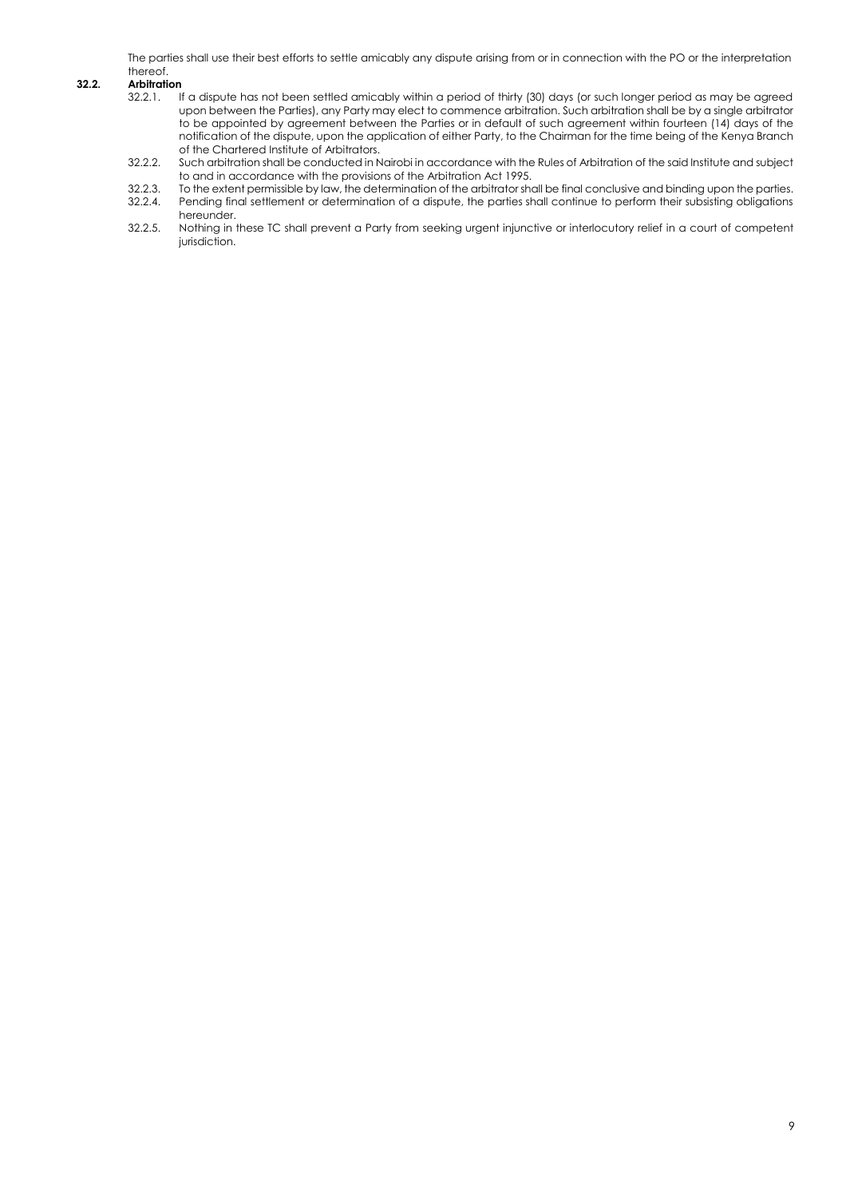The parties shall use their best efforts to settle amicably any dispute arising from or in connection with the PO or the interpretation thereof.

**32.2. Arbitration**

32.2.1. If a dispute has not been settled amicably within a period of thirty (30) days (or such longer period as may be agreed upon between the Parties), any Party may elect to commence arbitration. Such arbitration shall be by a single arbitrator to be appointed by agreement between the Parties or in default of such agreement within fourteen (14) days of the notification of the dispute, upon the application of either Party, to the Chairman for the time being of the Kenya Branch of the Chartered Institute of Arbitrators.

32.2.2. Such arbitration shall be conducted in Nairobi in accordance with the Rules of Arbitration of the said Institute and subject to and in accordance with the provisions of the Arbitration Act 1995.

32.2.3. To the extent permissible by law, the determination of the arbitrator shall be final conclusive and binding upon the parties.

32.2.4. Pending final settlement or determination of a dispute, the parties shall continue to perform their subsisting obligations hereunder.

32.2.5. Nothing in these TC shall prevent a Party from seeking urgent injunctive or interlocutory relief in a court of competent jurisdiction.